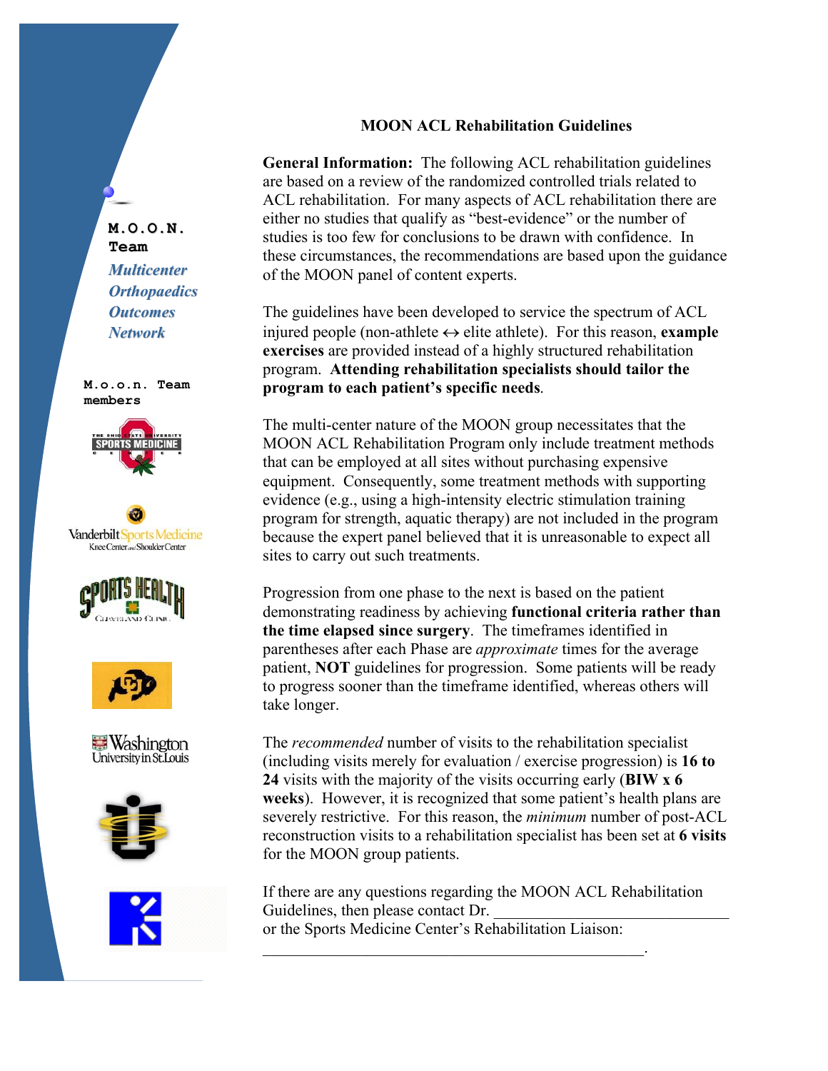**M.O.O.N. Team**

*Multicenter*
*Orthopaedics*
*Outcomes*
*Network*

**M.o.o.n. Team members**

# MOON ACL Rehabilitation Guidelines

**General Information:** The following ACL rehabilitation guidelines are based on a review of the randomized controlled trials related to ACL rehabilitation. For many aspects of ACL rehabilitation there are either no studies that qualify as "best-evidence" or the number of studies is too few for conclusions to be drawn with confidence. In these circumstances, the recommendations are based upon the guidance of the MOON panel of content experts.

The guidelines have been developed to service the spectrum of ACL injured people (non-athlete ↔ elite athlete). For this reason, **example exercises** are provided instead of a highly structured rehabilitation program. **Attending rehabilitation specialists should tailor the program to each patient's specific needs**.

The multi-center nature of the MOON group necessitates that the MOON ACL Rehabilitation Program only include treatment methods that can be employed at all sites without purchasing expensive equipment. Consequently, some treatment methods with supporting evidence (e.g., using a high-intensity electric stimulation training program for strength, aquatic therapy) are not included in the program because the expert panel believed that it is unreasonable to expect all sites to carry out such treatments.

Progression from one phase to the next is based on the patient demonstrating readiness by achieving **functional criteria rather than the time elapsed since surgery**. The timeframes identified in parentheses after each Phase are *approximate* times for the average patient, **NOT** guidelines for progression. Some patients will be ready to progress sooner than the timeframe identified, whereas others will take longer.

The *recommended* number of visits to the rehabilitation specialist (including visits merely for evaluation / exercise progression) is **16 to 24** visits with the majority of the visits occurring early (**BIW x 6 weeks**). However, it is recognized that some patient's health plans are severely restrictive. For this reason, the *minimum* number of post-ACL reconstruction visits to a rehabilitation specialist has been set at **6 visits** for the MOON group patients.

If there are any questions regarding the MOON ACL Rehabilitation Guidelines, then please contact Dr. ______________________________ or the Sports Medicine Center's Rehabilitation Liaison: _________________________________________________.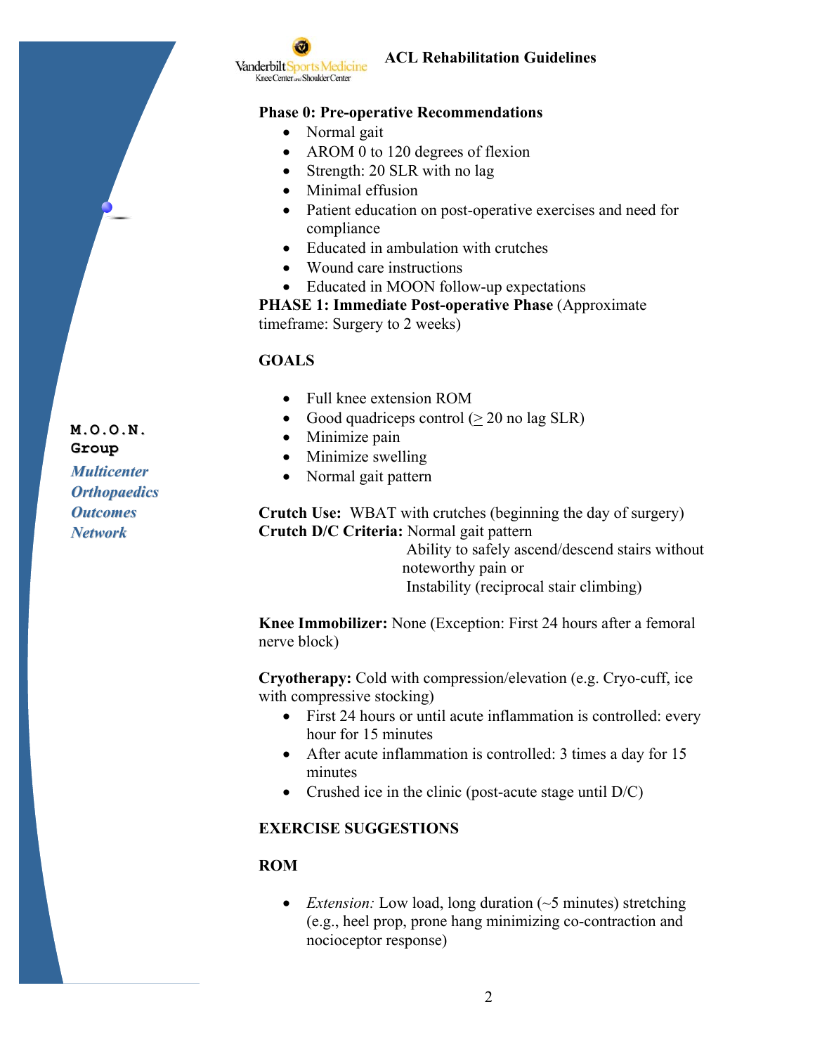## Phase 0: Pre-operative Recommendations

- Normal gait
- AROM 0 to 120 degrees of flexion
- Strength: 20 SLR with no lag
- Minimal effusion
- Patient education on post-operative exercises and need for compliance
- Educated in ambulation with crutches
- Wound care instructions
- Educated in MOON follow-up expectations

**PHASE 1: Immediate Post-operative Phase** (Approximate timeframe: Surgery to 2 weeks)

### GOALS

- Full knee extension ROM
- Good quadriceps control (≥ 20 no lag SLR)
- Minimize pain
- Minimize swelling
- Normal gait pattern

**Crutch Use:** WBAT with crutches (beginning the day of surgery)
**Crutch D/C Criteria:** Normal gait pattern
Ability to safely ascend/descend stairs without noteworthy pain or
Instability (reciprocal stair climbing)

**Knee Immobilizer:** None (Exception: First 24 hours after a femoral nerve block)

**Cryotherapy:** Cold with compression/elevation (e.g. Cryo-cuff, ice with compressive stocking)

- First 24 hours or until acute inflammation is controlled: every hour for 15 minutes
- After acute inflammation is controlled: 3 times a day for 15 minutes
- Crushed ice in the clinic (post-acute stage until D/C)

### EXERCISE SUGGESTIONS

### ROM

- *Extension:* Low load, long duration (~5 minutes) stretching (e.g., heel prop, prone hang minimizing co-contraction and nociceptor response)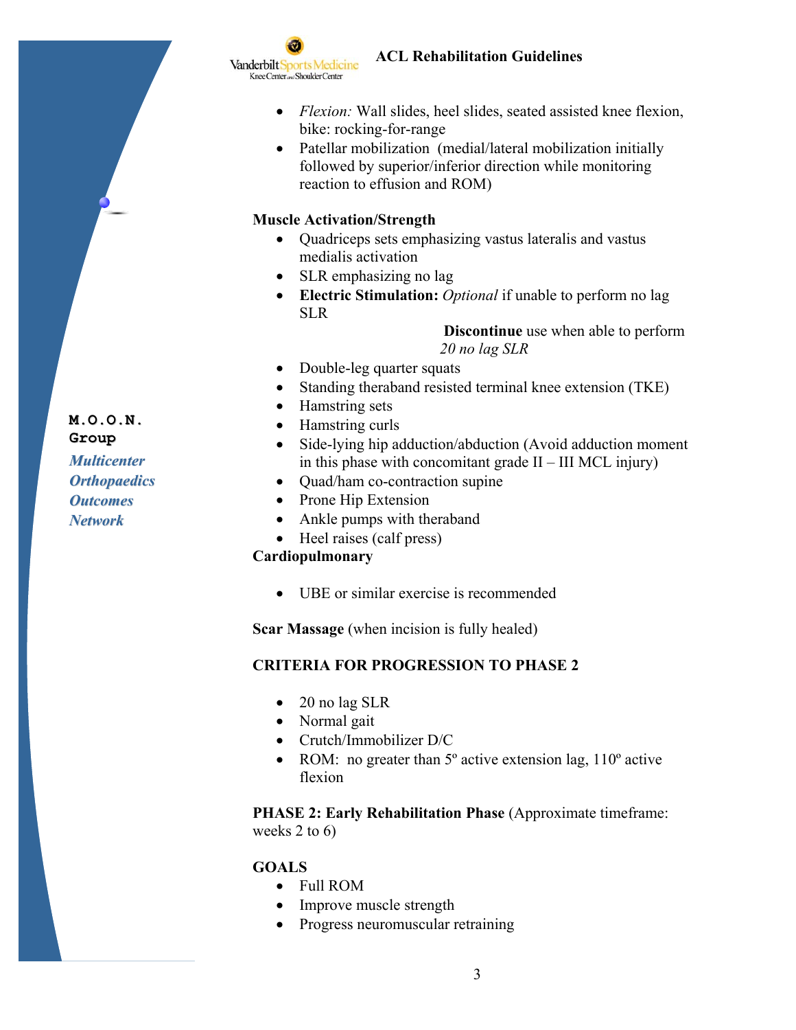- *Flexion:* Wall slides, heel slides, seated assisted knee flexion, bike: rocking-for-range
- Patellar mobilization (medial/lateral mobilization initially followed by superior/inferior direction while monitoring reaction to effusion and ROM)

**Muscle Activation/Strength**

- Quadriceps sets emphasizing vastus lateralis and vastus medialis activation
- SLR emphasizing no lag
- **Electric Stimulation:** *Optional* if unable to perform no lag SLR

  **Discontinue** use when able to perform *20 no lag SLR*
- Double-leg quarter squats
- Standing theraband resisted terminal knee extension (TKE)
- Hamstring sets
- Hamstring curls
- Side-lying hip adduction/abduction (Avoid adduction moment in this phase with concomitant grade II – III MCL injury)
- Quad/ham co-contraction supine
- Prone Hip Extension
- Ankle pumps with theraband
- Heel raises (calf press)

**Cardiopulmonary**

- UBE or similar exercise is recommended

**Scar Massage** (when incision is fully healed)

**CRITERIA FOR PROGRESSION TO PHASE 2**

- 20 no lag SLR
- Normal gait
- Crutch/Immobilizer D/C
- ROM: no greater than 5º active extension lag, 110º active flexion

**PHASE 2: Early Rehabilitation Phase** (Approximate timeframe: weeks 2 to 6)

**GOALS**

- Full ROM
- Improve muscle strength
- Progress neuromuscular retraining

M.O.O.N. Group

*Multicenter Orthopaedics Outcomes Network*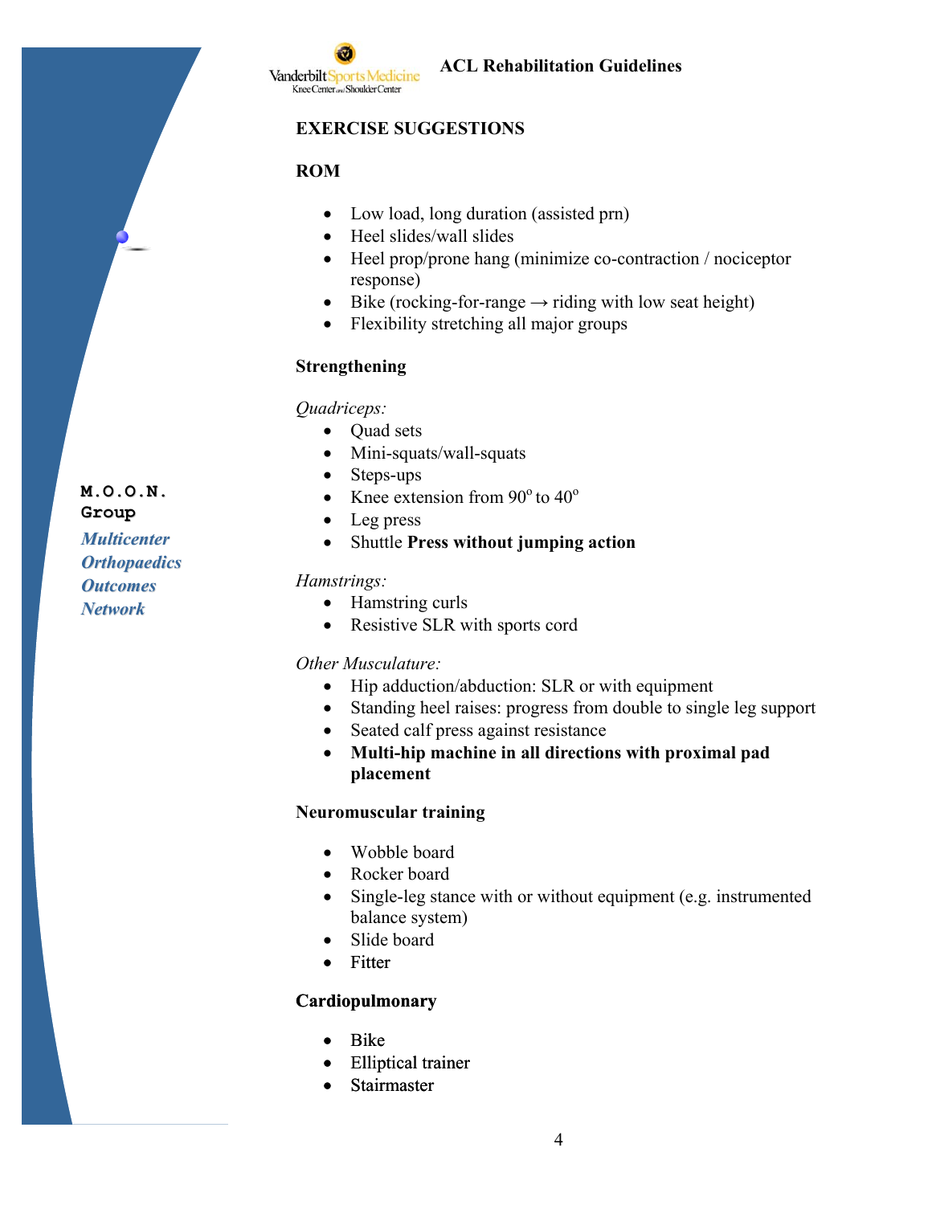## EXERCISE SUGGESTIONS

### ROM

- Low load, long duration (assisted prn)
- Heel slides/wall slides
- Heel prop/prone hang (minimize co-contraction / nociceptor response)
- Bike (rocking-for-range → riding with low seat height)
- Flexibility stretching all major groups

### Strengthening

*Quadriceps:*

- Quad sets
- Mini-squats/wall-squats
- Steps-ups
- Knee extension from 90° to 40°
- Leg press
- Shuttle **Press without jumping action**

*Hamstrings:*

- Hamstring curls
- Resistive SLR with sports cord

*Other Musculature:*

- Hip adduction/abduction: SLR or with equipment
- Standing heel raises: progress from double to single leg support
- Seated calf press against resistance
- **Multi-hip machine in all directions with proximal pad placement**

### Neuromuscular training

- Wobble board
- Rocker board
- Single-leg stance with or without equipment (e.g. instrumented balance system)
- Slide board
- Fitter

### Cardiopulmonary

- Bike
- Elliptical trainer
- Stairmaster

**M.O.O.N. Group**

***Multicenter Orthopaedics Outcomes Network***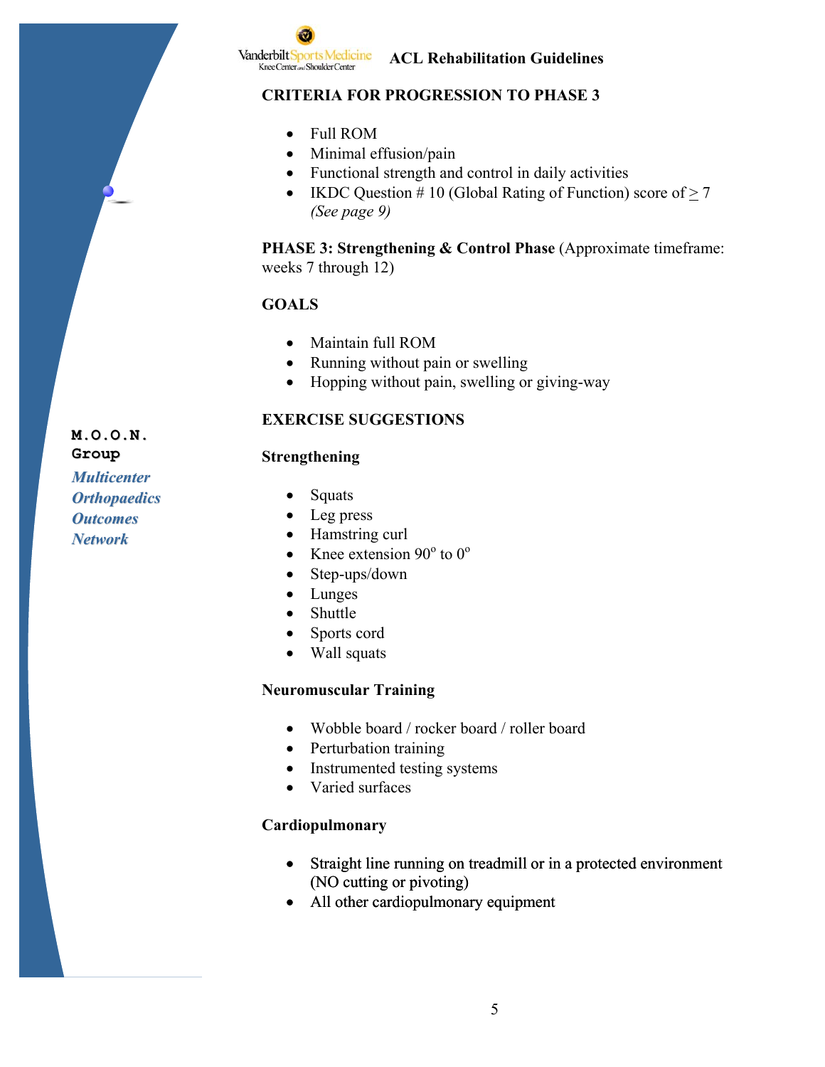## CRITERIA FOR PROGRESSION TO PHASE 3

- Full ROM
- Minimal effusion/pain
- Functional strength and control in daily activities
- IKDC Question # 10 (Global Rating of Function) score of ≥ 7 *(See page 9)*

**PHASE 3: Strengthening & Control Phase** (Approximate timeframe: weeks 7 through 12)

## GOALS

- Maintain full ROM
- Running without pain or swelling
- Hopping without pain, swelling or giving-way

## EXERCISE SUGGESTIONS

### Strengthening

- Squats
- Leg press
- Hamstring curl
- Knee extension 90° to 0°
- Step-ups/down
- Lunges
- Shuttle
- Sports cord
- Wall squats

### Neuromuscular Training

- Wobble board / rocker board / roller board
- Perturbation training
- Instrumented testing systems
- Varied surfaces

### Cardiopulmonary

- Straight line running on treadmill or in a protected environment (NO cutting or pivoting)
- All other cardiopulmonary equipment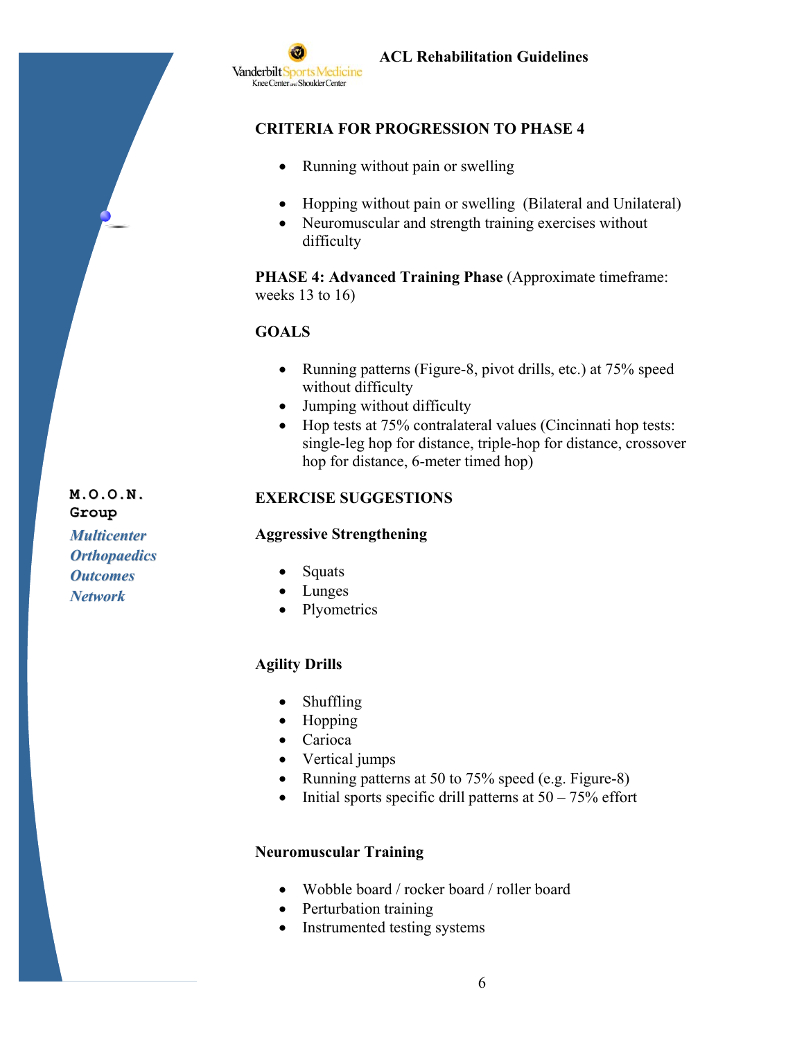**CRITERIA FOR PROGRESSION TO PHASE 4**

- Running without pain or swelling
- Hopping without pain or swelling (Bilateral and Unilateral)
- Neuromuscular and strength training exercises without difficulty

**PHASE 4: Advanced Training Phase** (Approximate timeframe: weeks 13 to 16)

**GOALS**

- Running patterns (Figure-8, pivot drills, etc.) at 75% speed without difficulty
- Jumping without difficulty
- Hop tests at 75% contralateral values (Cincinnati hop tests: single-leg hop for distance, triple-hop for distance, crossover hop for distance, 6-meter timed hop)

**M.O.O.N. Group**

***Multicenter Orthopaedics Outcomes Network***

**EXERCISE SUGGESTIONS**

**Aggressive Strengthening**

- Squats
- Lunges
- Plyometrics

**Agility Drills**

- Shuffling
- Hopping
- Carioca
- Vertical jumps
- Running patterns at 50 to 75% speed (e.g. Figure-8)
- Initial sports specific drill patterns at 50 – 75% effort

**Neuromuscular Training**

- Wobble board / rocker board / roller board
- Perturbation training
- Instrumented testing systems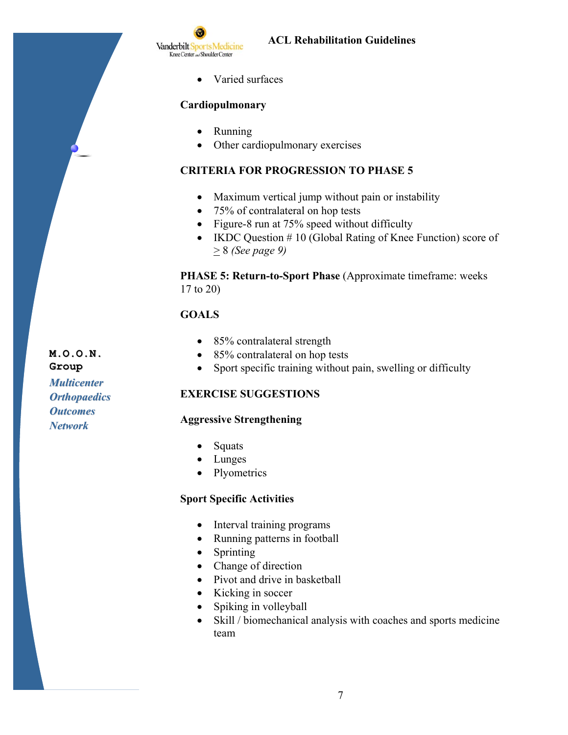- Varied surfaces

**Cardiopulmonary**

- Running
- Other cardiopulmonary exercises

**CRITERIA FOR PROGRESSION TO PHASE 5**

- Maximum vertical jump without pain or instability
- 75% of contralateral on hop tests
- Figure-8 run at 75% speed without difficulty
- IKDC Question # 10 (Global Rating of Knee Function) score of $\geq$ 8 *(See page 9)*

**PHASE 5: Return-to-Sport Phase** (Approximate timeframe: weeks 17 to 20)

**GOALS**

- 85% contralateral strength
- 85% contralateral on hop tests
- Sport specific training without pain, swelling or difficulty

**EXERCISE SUGGESTIONS**

**Aggressive Strengthening**

- Squats
- Lunges
- Plyometrics

**Sport Specific Activities**

- Interval training programs
- Running patterns in football
- Sprinting
- Change of direction
- Pivot and drive in basketball
- Kicking in soccer
- Spiking in volleyball
- Skill / biomechanical analysis with coaches and sports medicine team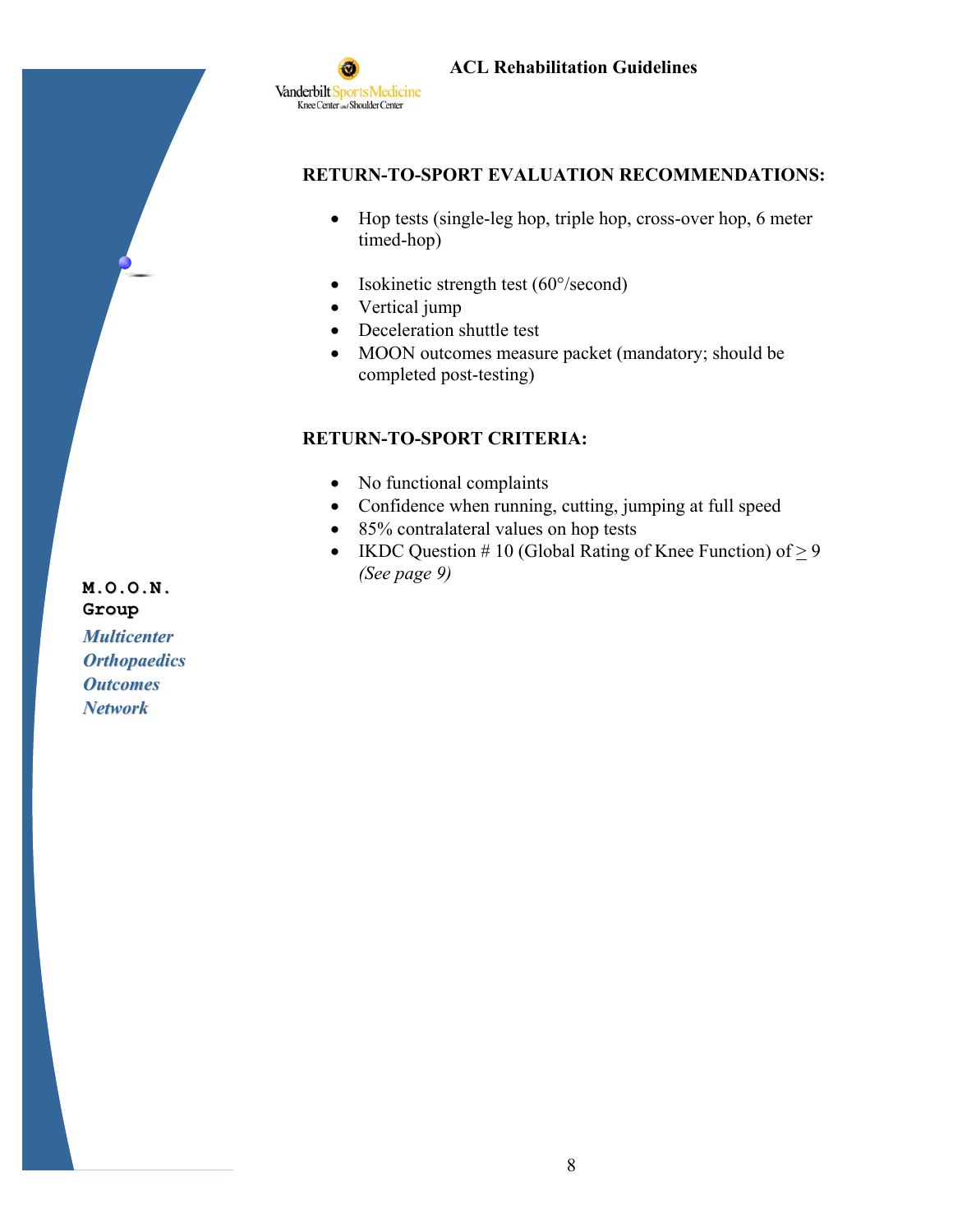## RETURN-TO-SPORT EVALUATION RECOMMENDATIONS:

- Hop tests (single-leg hop, triple hop, cross-over hop, 6 meter timed-hop)
- Isokinetic strength test (60°/second)
- Vertical jump
- Deceleration shuttle test
- MOON outcomes measure packet (mandatory; should be completed post-testing)

## RETURN-TO-SPORT CRITERIA:

- No functional complaints
- Confidence when running, cutting, jumping at full speed
- 85% contralateral values on hop tests
- IKDC Question # 10 (Global Rating of Knee Function) of $\geq$ 9 *(See page 9)*

**M.O.O.N. Group**

***Multicenter Orthopaedics Outcomes Network***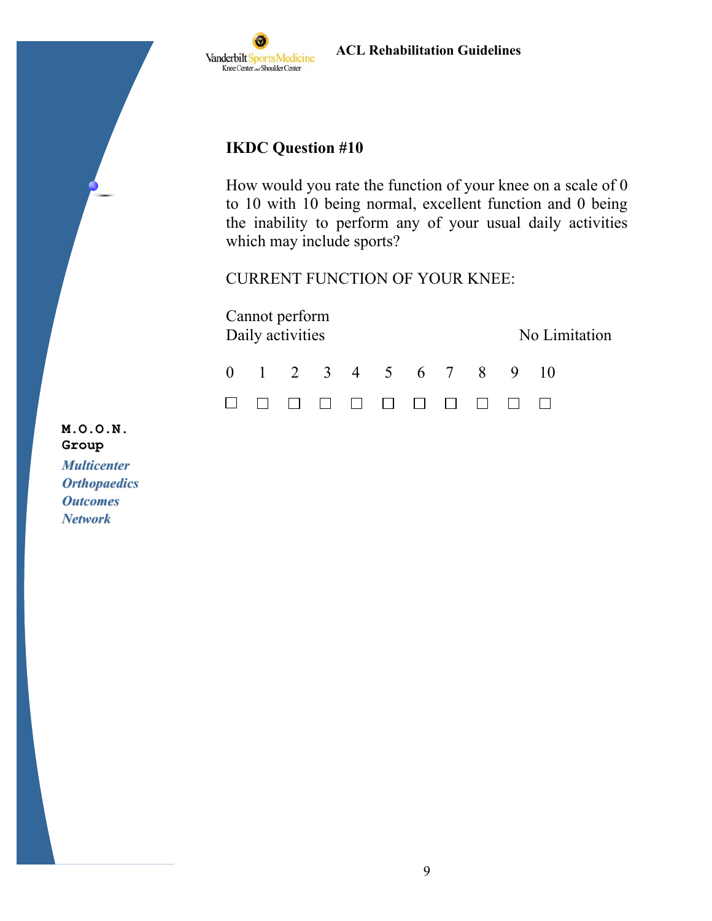## IKDC Question #10

How would you rate the function of your knee on a scale of 0 to 10 with 10 being normal, excellent function and 0 being the inability to perform any of your usual daily activities which may include sports?

CURRENT FUNCTION OF YOUR KNEE:

| Cannot perform Daily activities | | | | | | | | | | No Limitation |
|---|---|---|---|---|---|---|---|---|---|---|
| 0 | 1 | 2 | 3 | 4 | 5 | 6 | 7 | 8 | 9 | 10 |
| ☐ | ☐ | ☐ | ☐ | ☐ | ☐ | ☐ | ☐ | ☐ | ☐ | ☐ |

**M.O.O.N. Group**

***Multicenter Orthopaedics Outcomes Network***